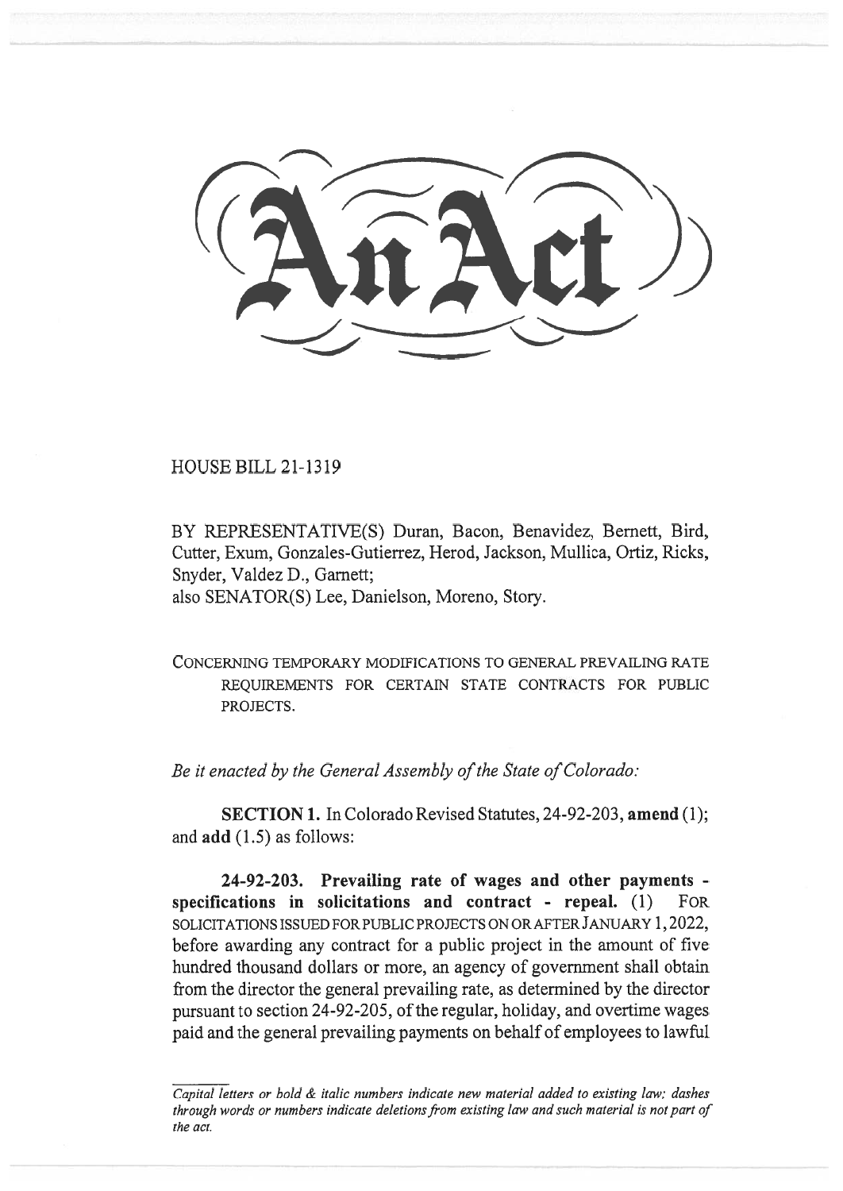# An Act

HOUSE BILL 21-1319

BY REPRESENTATIVE(S) Duran, Bacon, Benavidez, Bernett, Bird, Cutter, Exum, Gonzales-Gutierrez, Herod, Jackson, Mullica, Ortiz, Ricks, Snyder, Valdez D., Garnett;
also SENATOR(S) Lee, Danielson, Moreno, Story.

CONCERNING TEMPORARY MODIFICATIONS TO GENERAL PREVAILING RATE REQUIREMENTS FOR CERTAIN STATE CONTRACTS FOR PUBLIC PROJECTS.

*Be it enacted by the General Assembly of the State of Colorado:*

**SECTION 1.** In Colorado Revised Statutes, 24-92-203, **amend** (1); and **add** (1.5) as follows:

**24-92-203. Prevailing rate of wages and other payments - specifications in solicitations and contract - repeal.** (1) FOR SOLICITATIONS ISSUED FOR PUBLIC PROJECTS ON OR AFTER JANUARY 1, 2022, before awarding any contract for a public project in the amount of five hundred thousand dollars or more, an agency of government shall obtain from the director the general prevailing rate, as determined by the director pursuant to section 24-92-205, of the regular, holiday, and overtime wages paid and the general prevailing payments on behalf of employees to lawful

*Capital letters or bold & italic numbers indicate new material added to existing law; dashes through words or numbers indicate deletions from existing law and such material is not part of the act.*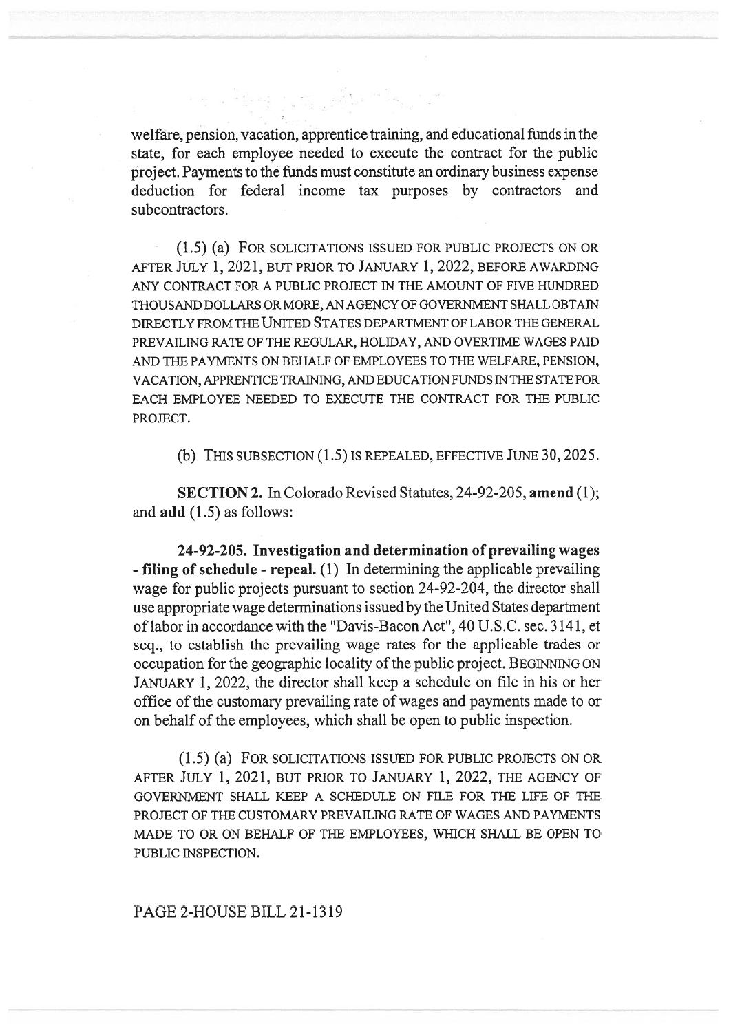welfare, pension, vacation, apprentice training, and educational funds in the state, for each employee needed to execute the contract for the public project. Payments to the funds must constitute an ordinary business expense deduction for federal income tax purposes by contractors and subcontractors.

(1.5) (a) FOR SOLICITATIONS ISSUED FOR PUBLIC PROJECTS ON OR AFTER JULY 1, 2021, BUT PRIOR TO JANUARY 1, 2022, BEFORE AWARDING ANY CONTRACT FOR A PUBLIC PROJECT IN THE AMOUNT OF FIVE HUNDRED THOUSAND DOLLARS OR MORE, AN AGENCY OF GOVERNMENT SHALL OBTAIN DIRECTLY FROM THE UNITED STATES DEPARTMENT OF LABOR THE GENERAL PREVAILING RATE OF THE REGULAR, HOLIDAY, AND OVERTIME WAGES PAID AND THE PAYMENTS ON BEHALF OF EMPLOYEES TO THE WELFARE, PENSION, VACATION, APPRENTICE TRAINING, AND EDUCATION FUNDS IN THE STATE FOR EACH EMPLOYEE NEEDED TO EXECUTE THE CONTRACT FOR THE PUBLIC PROJECT.

(b) THIS SUBSECTION (1.5) IS REPEALED, EFFECTIVE JUNE 30, 2025.

**SECTION 2.** In Colorado Revised Statutes, 24-92-205, **amend** (1); and **add** (1.5) as follows:

**24-92-205. Investigation and determination of prevailing wages - filing of schedule - repeal.** (1) In determining the applicable prevailing wage for public projects pursuant to section 24-92-204, the director shall use appropriate wage determinations issued by the United States department of labor in accordance with the "Davis-Bacon Act", 40 U.S.C. sec. 3141, et seq., to establish the prevailing wage rates for the applicable trades or occupation for the geographic locality of the public project. BEGINNING ON JANUARY 1, 2022, the director shall keep a schedule on file in his or her office of the customary prevailing rate of wages and payments made to or on behalf of the employees, which shall be open to public inspection.

(1.5) (a) FOR SOLICITATIONS ISSUED FOR PUBLIC PROJECTS ON OR AFTER JULY 1, 2021, BUT PRIOR TO JANUARY 1, 2022, THE AGENCY OF GOVERNMENT SHALL KEEP A SCHEDULE ON FILE FOR THE LIFE OF THE PROJECT OF THE CUSTOMARY PREVAILING RATE OF WAGES AND PAYMENTS MADE TO OR ON BEHALF OF THE EMPLOYEES, WHICH SHALL BE OPEN TO PUBLIC INSPECTION.

PAGE 2-HOUSE BILL 21-1319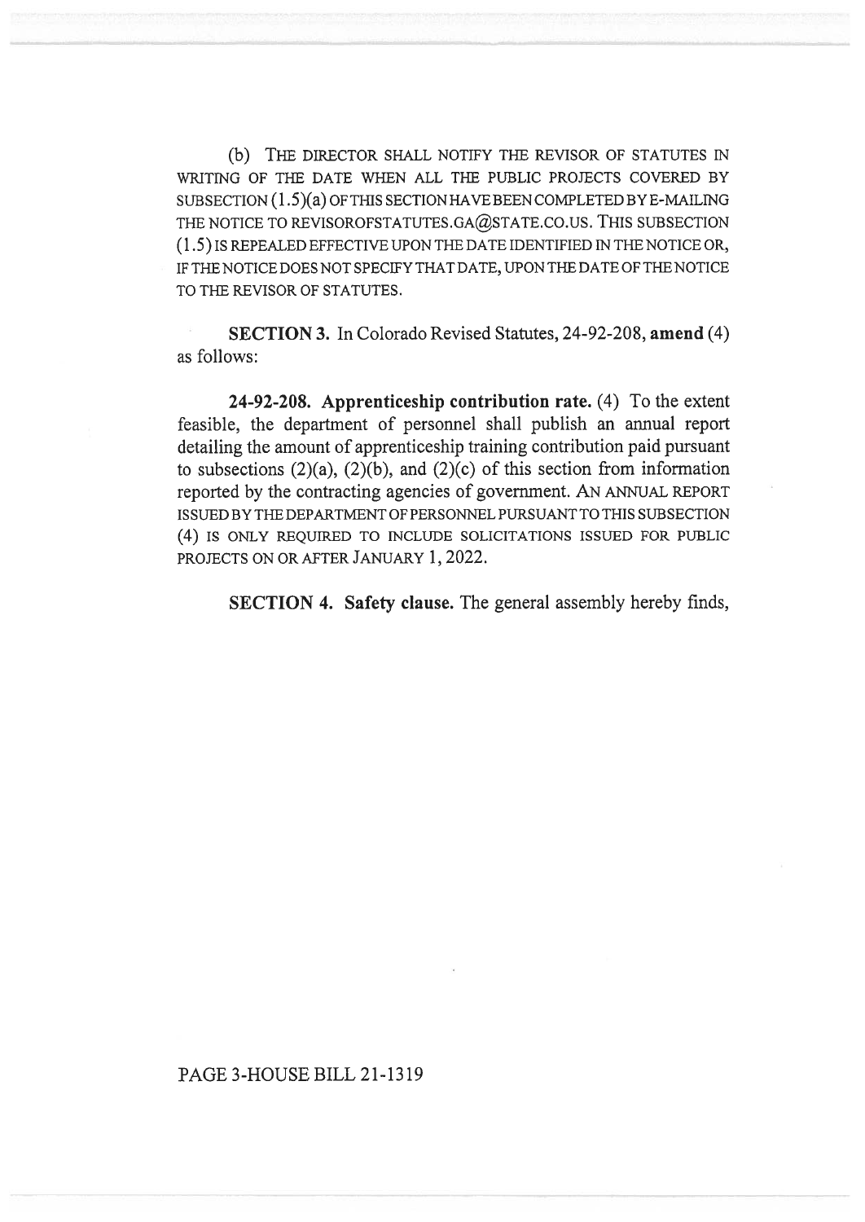(b) THE DIRECTOR SHALL NOTIFY THE REVISOR OF STATUTES IN WRITING OF THE DATE WHEN ALL THE PUBLIC PROJECTS COVERED BY SUBSECTION (1.5)(a) OF THIS SECTION HAVE BEEN COMPLETED BY E-MAILING THE NOTICE TO REVISOROFSTATUTES.GA@STATE.CO.US. THIS SUBSECTION (1.5) IS REPEALED EFFECTIVE UPON THE DATE IDENTIFIED IN THE NOTICE OR, IF THE NOTICE DOES NOT SPECIFY THAT DATE, UPON THE DATE OF THE NOTICE TO THE REVISOR OF STATUTES.

**SECTION 3.** In Colorado Revised Statutes, 24-92-208, **amend** (4) as follows:

**24-92-208. Apprenticeship contribution rate.** (4) To the extent feasible, the department of personnel shall publish an annual report detailing the amount of apprenticeship training contribution paid pursuant to subsections (2)(a), (2)(b), and (2)(c) of this section from information reported by the contracting agencies of government. AN ANNUAL REPORT ISSUED BY THE DEPARTMENT OF PERSONNEL PURSUANT TO THIS SUBSECTION (4) IS ONLY REQUIRED TO INCLUDE SOLICITATIONS ISSUED FOR PUBLIC PROJECTS ON OR AFTER JANUARY 1, 2022.

**SECTION 4. Safety clause.** The general assembly hereby finds,

PAGE 3-HOUSE BILL 21-1319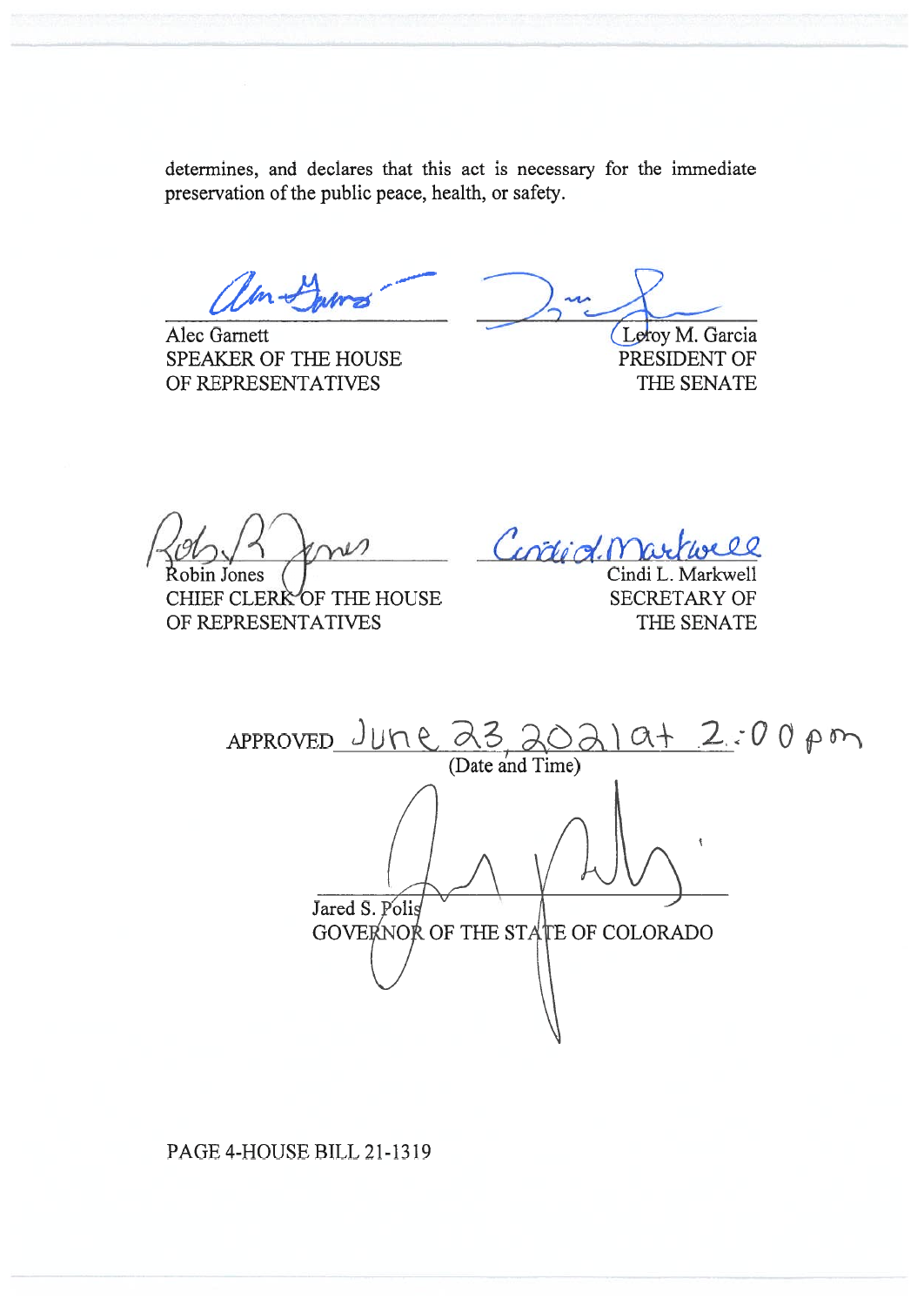determines, and declares that this act is necessary for the immediate preservation of the public peace, health, or safety.

Alec Garnett
SPEAKER OF THE HOUSE
OF REPRESENTATIVES

Leroy M. Garcia
PRESIDENT OF
THE SENATE

Robin Jones
CHIEF CLERK OF THE HOUSE
OF REPRESENTATIVES

Cindi L. Markwell
SECRETARY OF
THE SENATE

APPROVED June 23, 2021 at 2:00 pm
(Date and Time)

Jared S. Polis
GOVERNOR OF THE STATE OF COLORADO

PAGE 4-HOUSE BILL 21-1319